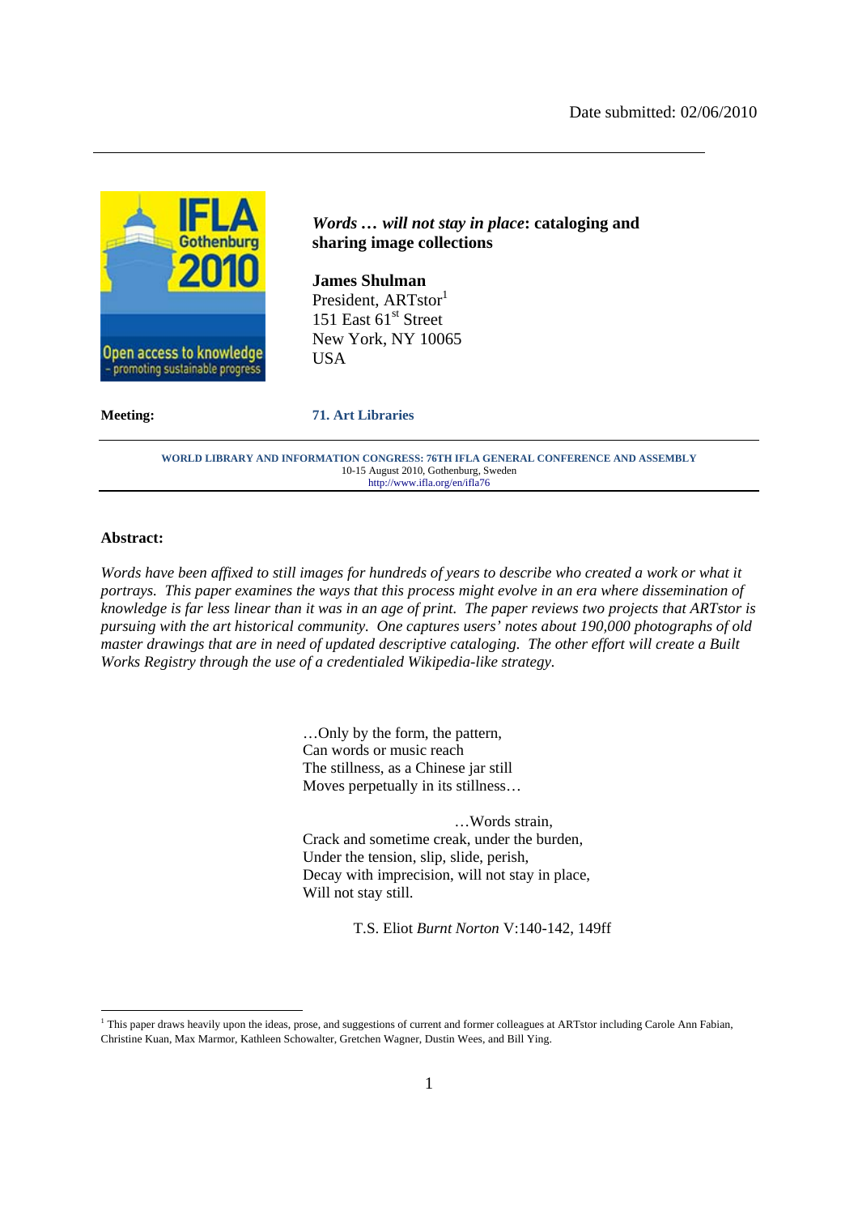Date submitted: 02/06/2010

# *Words … will not stay in place*: cataloging and sharing image collections

**James Shulman**
President, ARTstor[1]
151 East 61st Street
New York, NY 10065
USA

**Meeting:** **71. Art Libraries**

**WORLD LIBRARY AND INFORMATION CONGRESS: 76TH IFLA GENERAL CONFERENCE AND ASSEMBLY**
10-15 August 2010, Gothenburg, Sweden
http://www.ifla.org/en/ifla76

## Abstract:

*Words have been affixed to still images for hundreds of years to describe who created a work or what it portrays. This paper examines the ways that this process might evolve in an era where dissemination of knowledge is far less linear than it was in an age of print. The paper reviews two projects that ARTstor is pursuing with the art historical community. One captures users' notes about 190,000 photographs of old master drawings that are in need of updated descriptive cataloging. The other effort will create a Built Works Registry through the use of a credentialed Wikipedia-like strategy.*

> …Only by the form, the pattern,
> Can words or music reach
> The stillness, as a Chinese jar still
> Moves perpetually in its stillness…
>
> …Words strain,
> Crack and sometime creak, under the burden,
> Under the tension, slip, slide, perish,
> Decay with imprecision, will not stay in place,
> Will not stay still.
>
> T.S. Eliot *Burnt Norton* V:140-142, 149ff

[1] This paper draws heavily upon the ideas, prose, and suggestions of current and former colleagues at ARTstor including Carole Ann Fabian, Christine Kuan, Max Marmor, Kathleen Schowalter, Gretchen Wagner, Dustin Wees, and Bill Ying.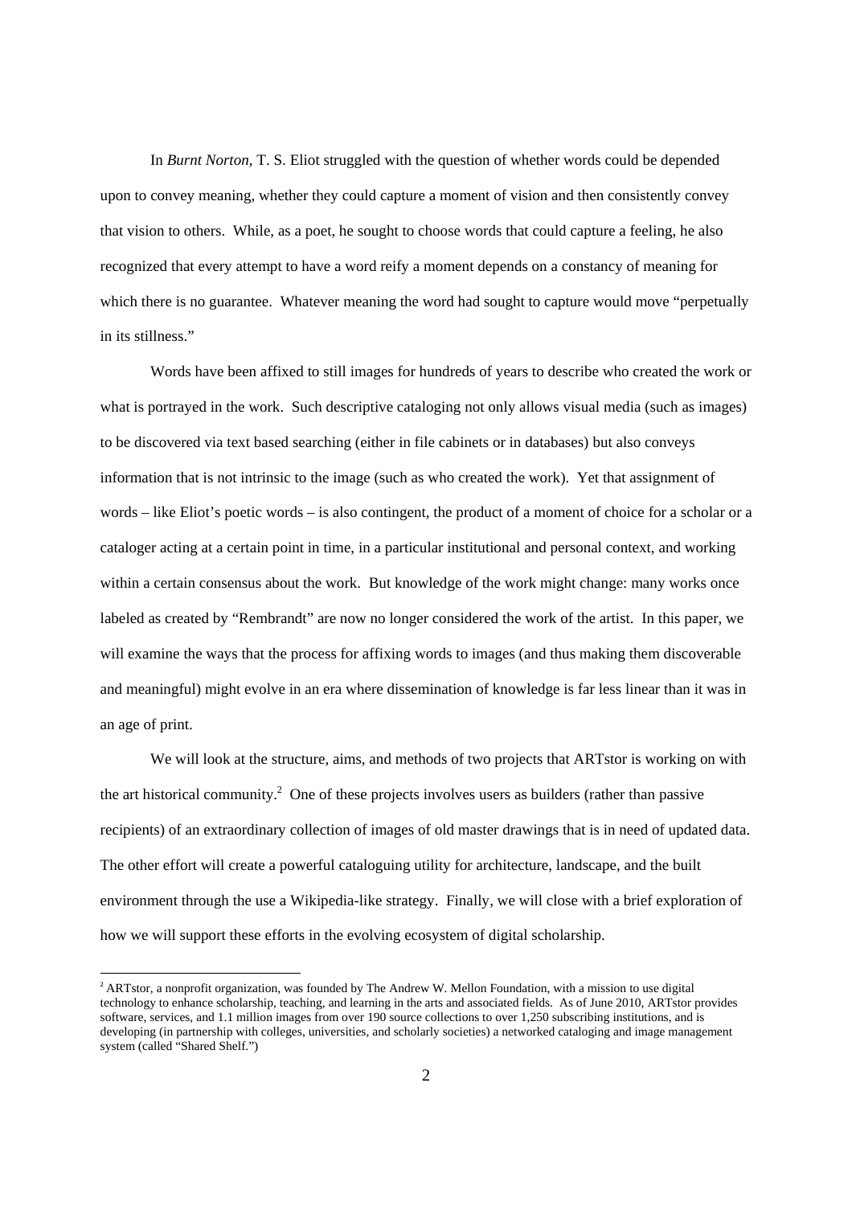In *Burnt Norton,* T. S. Eliot struggled with the question of whether words could be depended upon to convey meaning, whether they could capture a moment of vision and then consistently convey that vision to others. While, as a poet, he sought to choose words that could capture a feeling, he also recognized that every attempt to have a word reify a moment depends on a constancy of meaning for which there is no guarantee. Whatever meaning the word had sought to capture would move "perpetually in its stillness."

Words have been affixed to still images for hundreds of years to describe who created the work or what is portrayed in the work. Such descriptive cataloging not only allows visual media (such as images) to be discovered via text based searching (either in file cabinets or in databases) but also conveys information that is not intrinsic to the image (such as who created the work). Yet that assignment of words – like Eliot's poetic words – is also contingent, the product of a moment of choice for a scholar or a cataloger acting at a certain point in time, in a particular institutional and personal context, and working within a certain consensus about the work. But knowledge of the work might change: many works once labeled as created by "Rembrandt" are now no longer considered the work of the artist. In this paper, we will examine the ways that the process for affixing words to images (and thus making them discoverable and meaningful) might evolve in an era where dissemination of knowledge is far less linear than it was in an age of print.

We will look at the structure, aims, and methods of two projects that ARTstor is working on with the art historical community.[2] One of these projects involves users as builders (rather than passive recipients) of an extraordinary collection of images of old master drawings that is in need of updated data. The other effort will create a powerful cataloguing utility for architecture, landscape, and the built environment through the use a Wikipedia-like strategy. Finally, we will close with a brief exploration of how we will support these efforts in the evolving ecosystem of digital scholarship.

---

[2] ARTstor, a nonprofit organization, was founded by The Andrew W. Mellon Foundation, with a mission to use digital technology to enhance scholarship, teaching, and learning in the arts and associated fields. As of June 2010, ARTstor provides software, services, and 1.1 million images from over 190 source collections to over 1,250 subscribing institutions, and is developing (in partnership with colleges, universities, and scholarly societies) a networked cataloging and image management system (called "Shared Shelf.")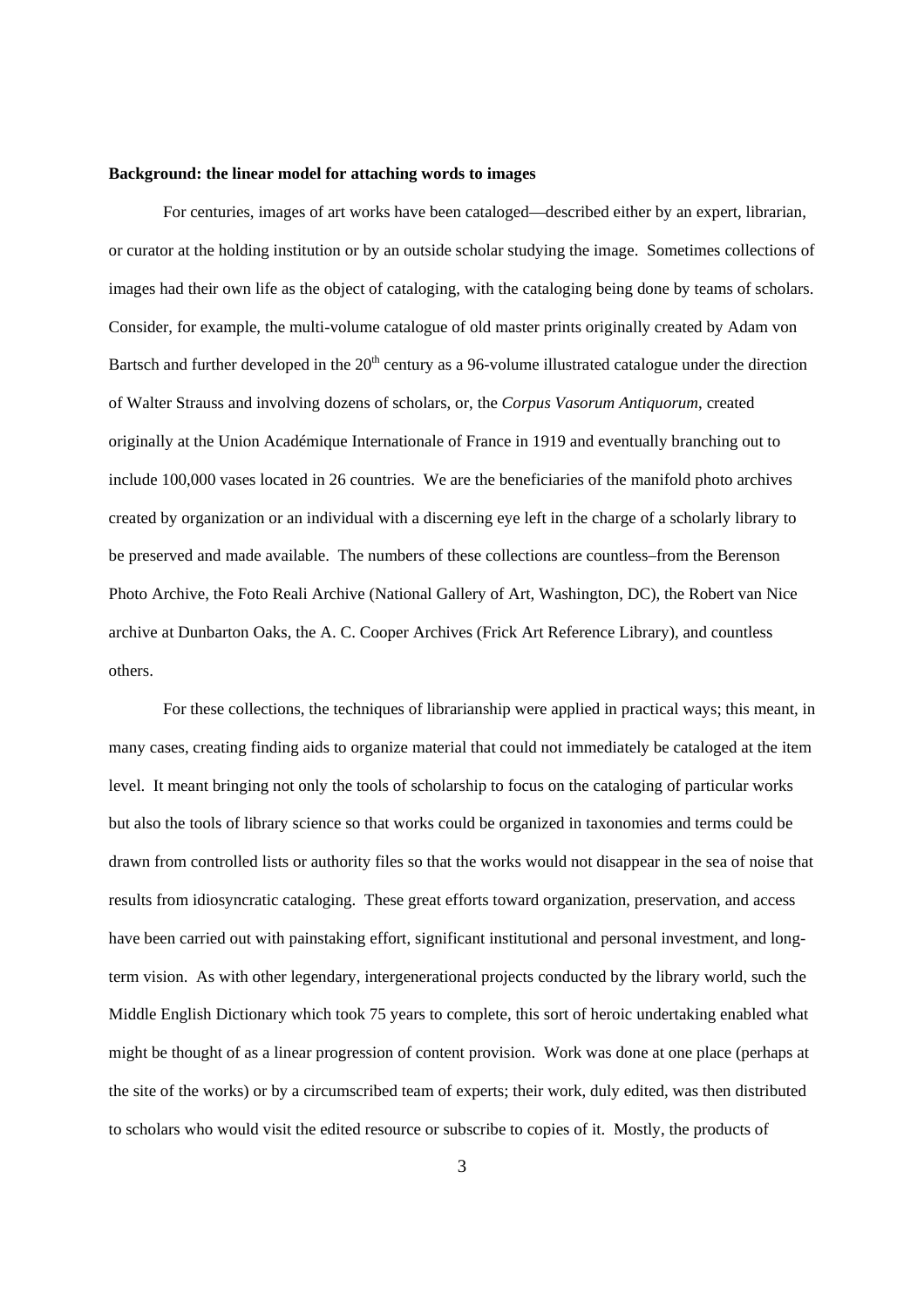**Background: the linear model for attaching words to images**

For centuries, images of art works have been cataloged—described either by an expert, librarian, or curator at the holding institution or by an outside scholar studying the image. Sometimes collections of images had their own life as the object of cataloging, with the cataloging being done by teams of scholars. Consider, for example, the multi-volume catalogue of old master prints originally created by Adam von Bartsch and further developed in the 20th century as a 96-volume illustrated catalogue under the direction of Walter Strauss and involving dozens of scholars, or, the *Corpus Vasorum Antiquorum*, created originally at the Union Académique Internationale of France in 1919 and eventually branching out to include 100,000 vases located in 26 countries. We are the beneficiaries of the manifold photo archives created by organization or an individual with a discerning eye left in the charge of a scholarly library to be preserved and made available. The numbers of these collections are countless–from the Berenson Photo Archive, the Foto Reali Archive (National Gallery of Art, Washington, DC), the Robert van Nice archive at Dunbarton Oaks, the A. C. Cooper Archives (Frick Art Reference Library), and countless others.

For these collections, the techniques of librarianship were applied in practical ways; this meant, in many cases, creating finding aids to organize material that could not immediately be cataloged at the item level. It meant bringing not only the tools of scholarship to focus on the cataloging of particular works but also the tools of library science so that works could be organized in taxonomies and terms could be drawn from controlled lists or authority files so that the works would not disappear in the sea of noise that results from idiosyncratic cataloging. These great efforts toward organization, preservation, and access have been carried out with painstaking effort, significant institutional and personal investment, and long-term vision. As with other legendary, intergenerational projects conducted by the library world, such the Middle English Dictionary which took 75 years to complete, this sort of heroic undertaking enabled what might be thought of as a linear progression of content provision. Work was done at one place (perhaps at the site of the works) or by a circumscribed team of experts; their work, duly edited, was then distributed to scholars who would visit the edited resource or subscribe to copies of it. Mostly, the products of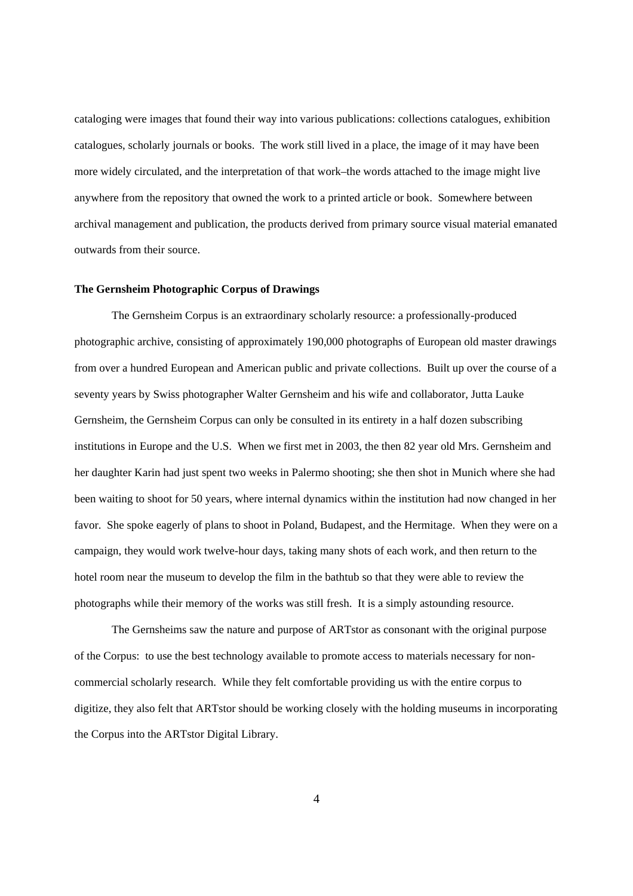cataloging were images that found their way into various publications: collections catalogues, exhibition catalogues, scholarly journals or books. The work still lived in a place, the image of it may have been more widely circulated, and the interpretation of that work–the words attached to the image might live anywhere from the repository that owned the work to a printed article or book. Somewhere between archival management and publication, the products derived from primary source visual material emanated outwards from their source.

**The Gernsheim Photographic Corpus of Drawings**

The Gernsheim Corpus is an extraordinary scholarly resource: a professionally-produced photographic archive, consisting of approximately 190,000 photographs of European old master drawings from over a hundred European and American public and private collections. Built up over the course of a seventy years by Swiss photographer Walter Gernsheim and his wife and collaborator, Jutta Lauke Gernsheim, the Gernsheim Corpus can only be consulted in its entirety in a half dozen subscribing institutions in Europe and the U.S. When we first met in 2003, the then 82 year old Mrs. Gernsheim and her daughter Karin had just spent two weeks in Palermo shooting; she then shot in Munich where she had been waiting to shoot for 50 years, where internal dynamics within the institution had now changed in her favor. She spoke eagerly of plans to shoot in Poland, Budapest, and the Hermitage. When they were on a campaign, they would work twelve-hour days, taking many shots of each work, and then return to the hotel room near the museum to develop the film in the bathtub so that they were able to review the photographs while their memory of the works was still fresh. It is a simply astounding resource.

The Gernsheims saw the nature and purpose of ARTstor as consonant with the original purpose of the Corpus: to use the best technology available to promote access to materials necessary for non-commercial scholarly research. While they felt comfortable providing us with the entire corpus to digitize, they also felt that ARTstor should be working closely with the holding museums in incorporating the Corpus into the ARTstor Digital Library.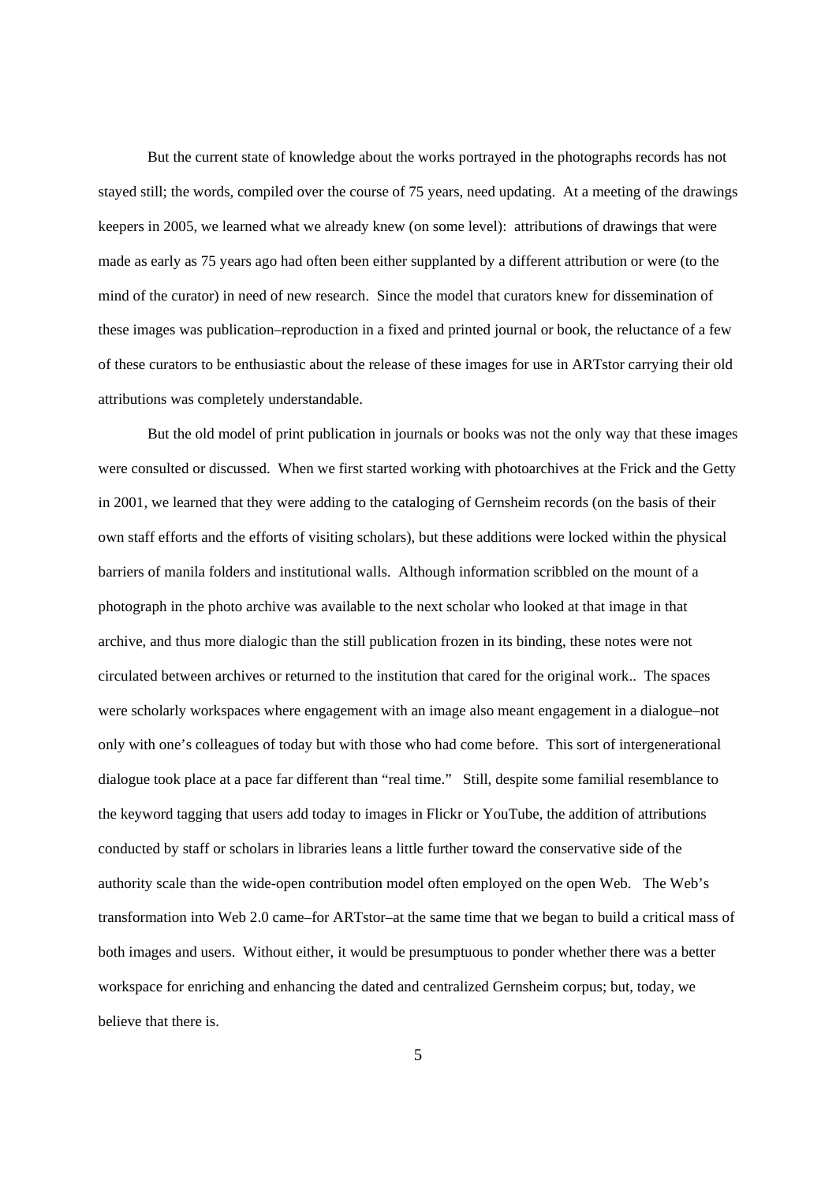But the current state of knowledge about the works portrayed in the photographs records has not stayed still; the words, compiled over the course of 75 years, need updating. At a meeting of the drawings keepers in 2005, we learned what we already knew (on some level): attributions of drawings that were made as early as 75 years ago had often been either supplanted by a different attribution or were (to the mind of the curator) in need of new research. Since the model that curators knew for dissemination of these images was publication–reproduction in a fixed and printed journal or book, the reluctance of a few of these curators to be enthusiastic about the release of these images for use in ARTstor carrying their old attributions was completely understandable.

But the old model of print publication in journals or books was not the only way that these images were consulted or discussed. When we first started working with photoarchives at the Frick and the Getty in 2001, we learned that they were adding to the cataloging of Gernsheim records (on the basis of their own staff efforts and the efforts of visiting scholars), but these additions were locked within the physical barriers of manila folders and institutional walls. Although information scribbled on the mount of a photograph in the photo archive was available to the next scholar who looked at that image in that archive, and thus more dialogic than the still publication frozen in its binding, these notes were not circulated between archives or returned to the institution that cared for the original work.. The spaces were scholarly workspaces where engagement with an image also meant engagement in a dialogue–not only with one's colleagues of today but with those who had come before. This sort of intergenerational dialogue took place at a pace far different than "real time." Still, despite some familial resemblance to the keyword tagging that users add today to images in Flickr or YouTube, the addition of attributions conducted by staff or scholars in libraries leans a little further toward the conservative side of the authority scale than the wide-open contribution model often employed on the open Web. The Web's transformation into Web 2.0 came–for ARTstor–at the same time that we began to build a critical mass of both images and users. Without either, it would be presumptuous to ponder whether there was a better workspace for enriching and enhancing the dated and centralized Gernsheim corpus; but, today, we believe that there is.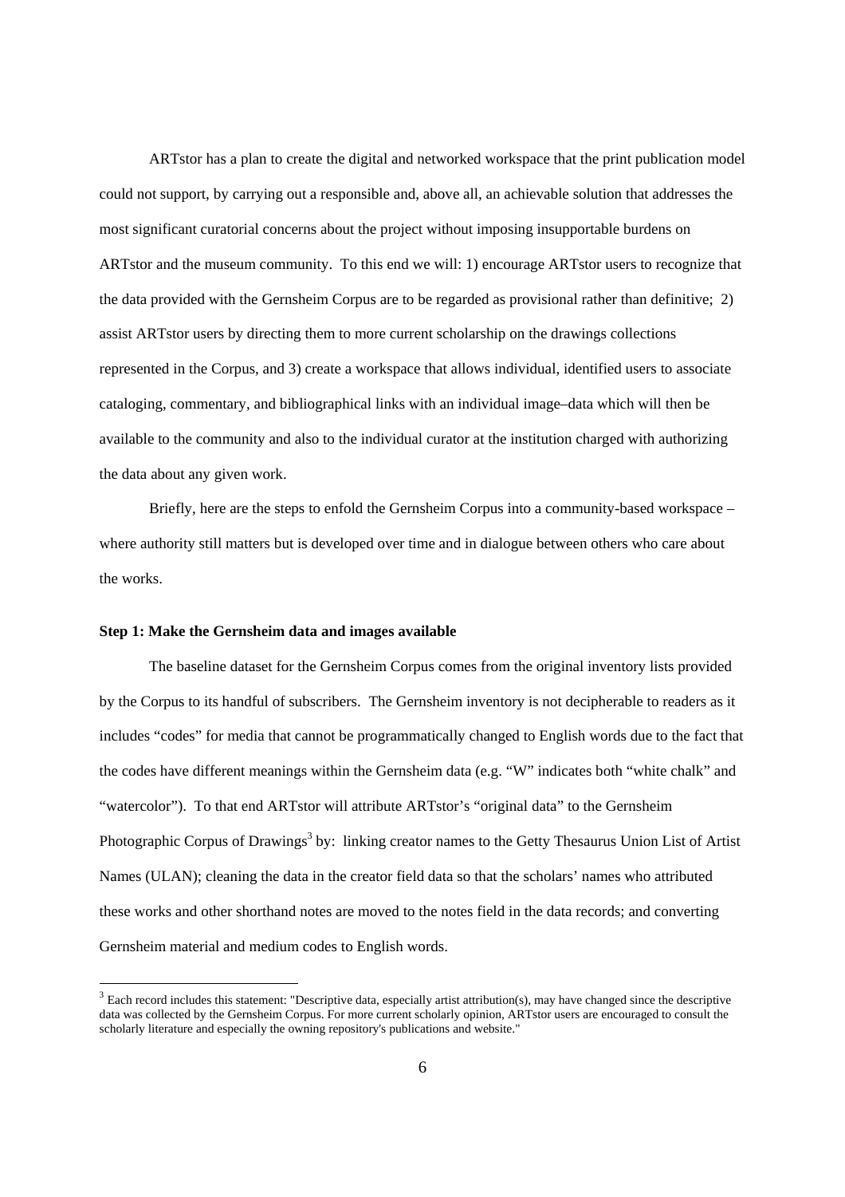ARTstor has a plan to create the digital and networked workspace that the print publication model could not support, by carrying out a responsible and, above all, an achievable solution that addresses the most significant curatorial concerns about the project without imposing insupportable burdens on ARTstor and the museum community. To this end we will: 1) encourage ARTstor users to recognize that the data provided with the Gernsheim Corpus are to be regarded as provisional rather than definitive; 2) assist ARTstor users by directing them to more current scholarship on the drawings collections represented in the Corpus, and 3) create a workspace that allows individual, identified users to associate cataloging, commentary, and bibliographical links with an individual image–data which will then be available to the community and also to the individual curator at the institution charged with authorizing the data about any given work.

Briefly, here are the steps to enfold the Gernsheim Corpus into a community-based workspace – where authority still matters but is developed over time and in dialogue between others who care about the works.

**Step 1: Make the Gernsheim data and images available**

The baseline dataset for the Gernsheim Corpus comes from the original inventory lists provided by the Corpus to its handful of subscribers. The Gernsheim inventory is not decipherable to readers as it includes "codes" for media that cannot be programmatically changed to English words due to the fact that the codes have different meanings within the Gernsheim data (e.g. "W" indicates both "white chalk" and "watercolor"). To that end ARTstor will attribute ARTstor's "original data" to the Gernsheim Photographic Corpus of Drawings[3] by: linking creator names to the Getty Thesaurus Union List of Artist Names (ULAN); cleaning the data in the creator field data so that the scholars' names who attributed these works and other shorthand notes are moved to the notes field in the data records; and converting Gernsheim material and medium codes to English words.

---

[3] Each record includes this statement: "Descriptive data, especially artist attribution(s), may have changed since the descriptive data was collected by the Gernsheim Corpus. For more current scholarly opinion, ARTstor users are encouraged to consult the scholarly literature and especially the owning repository's publications and website."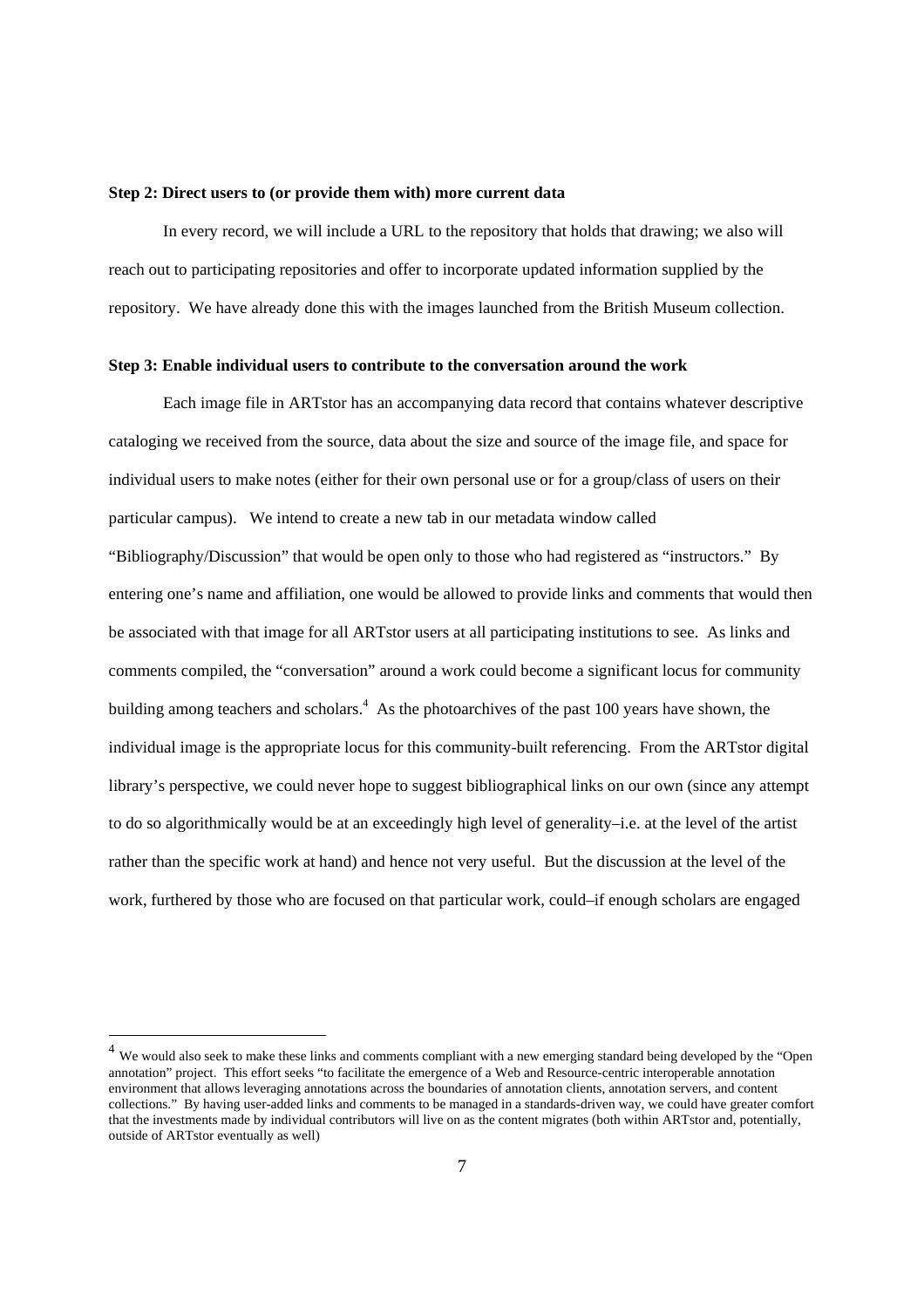**Step 2: Direct users to (or provide them with) more current data**

In every record, we will include a URL to the repository that holds that drawing; we also will reach out to participating repositories and offer to incorporate updated information supplied by the repository. We have already done this with the images launched from the British Museum collection.

**Step 3: Enable individual users to contribute to the conversation around the work**

Each image file in ARTstor has an accompanying data record that contains whatever descriptive cataloging we received from the source, data about the size and source of the image file, and space for individual users to make notes (either for their own personal use or for a group/class of users on their particular campus). We intend to create a new tab in our metadata window called "Bibliography/Discussion" that would be open only to those who had registered as "instructors." By entering one's name and affiliation, one would be allowed to provide links and comments that would then be associated with that image for all ARTstor users at all participating institutions to see. As links and comments compiled, the "conversation" around a work could become a significant locus for community building among teachers and scholars.[4] As the photoarchives of the past 100 years have shown, the individual image is the appropriate locus for this community-built referencing. From the ARTstor digital library's perspective, we could never hope to suggest bibliographical links on our own (since any attempt to do so algorithmically would be at an exceedingly high level of generality–i.e. at the level of the artist rather than the specific work at hand) and hence not very useful. But the discussion at the level of the work, furthered by those who are focused on that particular work, could–if enough scholars are engaged

[4] We would also seek to make these links and comments compliant with a new emerging standard being developed by the "Open annotation" project. This effort seeks "to facilitate the emergence of a Web and Resource-centric interoperable annotation environment that allows leveraging annotations across the boundaries of annotation clients, annotation servers, and content collections." By having user-added links and comments to be managed in a standards-driven way, we could have greater comfort that the investments made by individual contributors will live on as the content migrates (both within ARTstor and, potentially, outside of ARTstor eventually as well)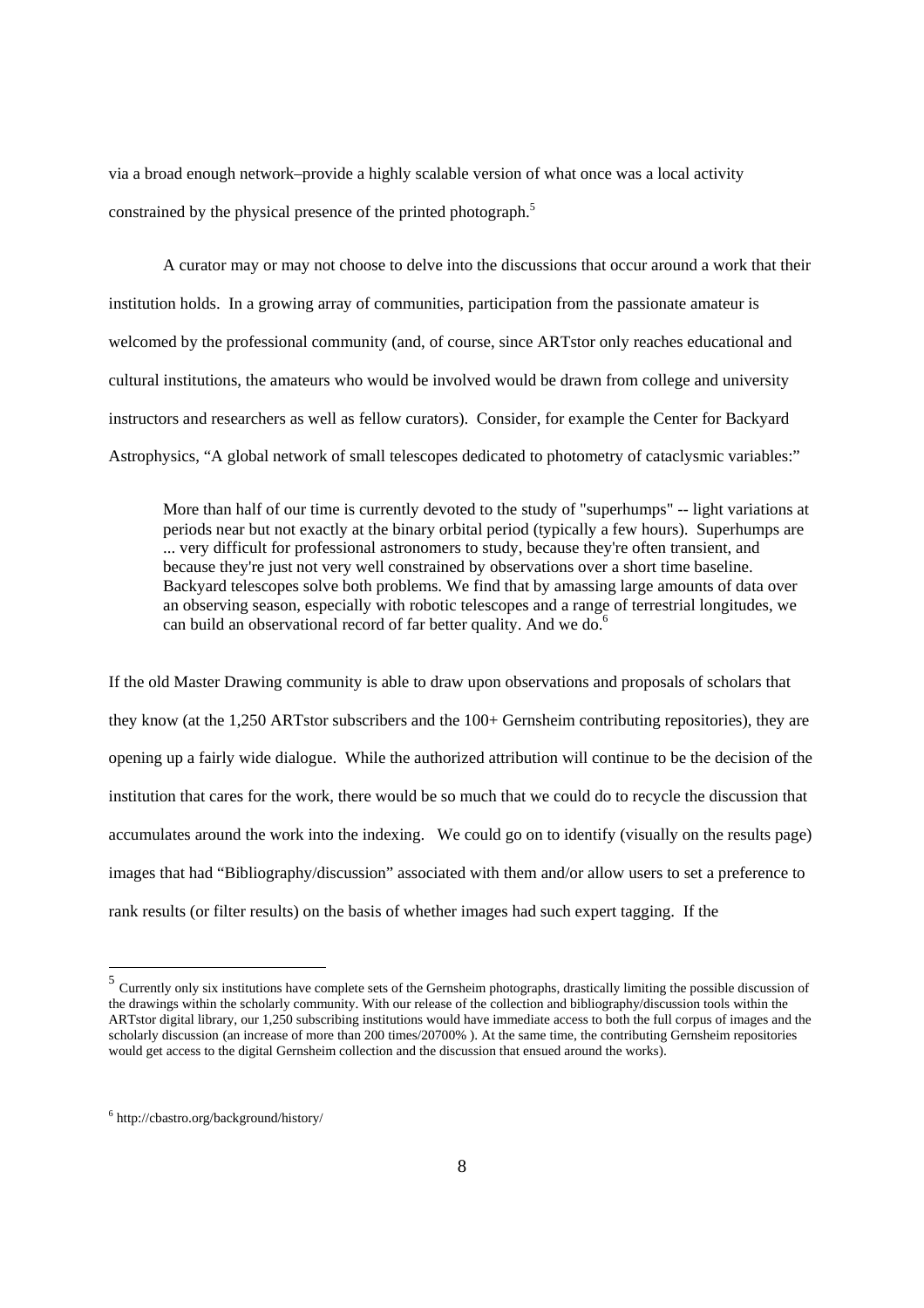via a broad enough network–provide a highly scalable version of what once was a local activity constrained by the physical presence of the printed photograph.[5]

A curator may or may not choose to delve into the discussions that occur around a work that their institution holds. In a growing array of communities, participation from the passionate amateur is welcomed by the professional community (and, of course, since ARTstor only reaches educational and cultural institutions, the amateurs who would be involved would be drawn from college and university instructors and researchers as well as fellow curators). Consider, for example the Center for Backyard Astrophysics, "A global network of small telescopes dedicated to photometry of cataclysmic variables:"

> More than half of our time is currently devoted to the study of "superhumps" -- light variations at periods near but not exactly at the binary orbital period (typically a few hours). Superhumps are ... very difficult for professional astronomers to study, because they're often transient, and because they're just not very well constrained by observations over a short time baseline. Backyard telescopes solve both problems. We find that by amassing large amounts of data over an observing season, especially with robotic telescopes and a range of terrestrial longitudes, we can build an observational record of far better quality. And we do.[6]

If the old Master Drawing community is able to draw upon observations and proposals of scholars that they know (at the 1,250 ARTstor subscribers and the 100+ Gernsheim contributing repositories), they are opening up a fairly wide dialogue. While the authorized attribution will continue to be the decision of the institution that cares for the work, there would be so much that we could do to recycle the discussion that accumulates around the work into the indexing. We could go on to identify (visually on the results page) images that had "Bibliography/discussion" associated with them and/or allow users to set a preference to rank results (or filter results) on the basis of whether images had such expert tagging. If the

---

[5] Currently only six institutions have complete sets of the Gernsheim photographs, drastically limiting the possible discussion of the drawings within the scholarly community. With our release of the collection and bibliography/discussion tools within the ARTstor digital library, our 1,250 subscribing institutions would have immediate access to both the full corpus of images and the scholarly discussion (an increase of more than 200 times/20700% ). At the same time, the contributing Gernsheim repositories would get access to the digital Gernsheim collection and the discussion that ensued around the works).

[6] http://cbastro.org/background/history/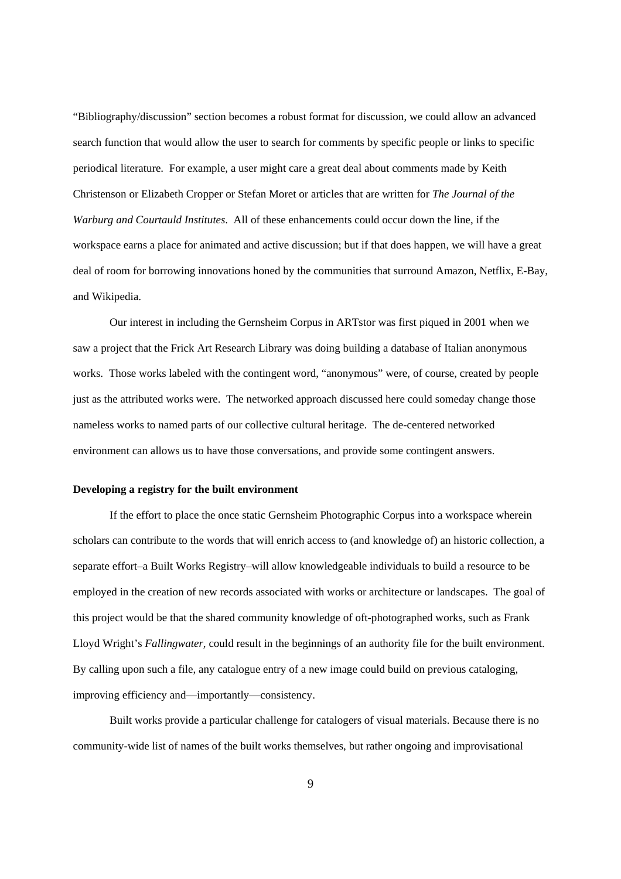"Bibliography/discussion" section becomes a robust format for discussion, we could allow an advanced search function that would allow the user to search for comments by specific people or links to specific periodical literature. For example, a user might care a great deal about comments made by Keith Christenson or Elizabeth Cropper or Stefan Moret or articles that are written for *The Journal of the Warburg and Courtauld Institutes*. All of these enhancements could occur down the line, if the workspace earns a place for animated and active discussion; but if that does happen, we will have a great deal of room for borrowing innovations honed by the communities that surround Amazon, Netflix, E-Bay, and Wikipedia.

Our interest in including the Gernsheim Corpus in ARTstor was first piqued in 2001 when we saw a project that the Frick Art Research Library was doing building a database of Italian anonymous works. Those works labeled with the contingent word, "anonymous" were, of course, created by people just as the attributed works were. The networked approach discussed here could someday change those nameless works to named parts of our collective cultural heritage. The de-centered networked environment can allows us to have those conversations, and provide some contingent answers.

**Developing a registry for the built environment**

If the effort to place the once static Gernsheim Photographic Corpus into a workspace wherein scholars can contribute to the words that will enrich access to (and knowledge of) an historic collection, a separate effort–a Built Works Registry–will allow knowledgeable individuals to build a resource to be employed in the creation of new records associated with works or architecture or landscapes. The goal of this project would be that the shared community knowledge of oft-photographed works, such as Frank Lloyd Wright's *Fallingwater*, could result in the beginnings of an authority file for the built environment. By calling upon such a file, any catalogue entry of a new image could build on previous cataloging, improving efficiency and—importantly—consistency.

Built works provide a particular challenge for catalogers of visual materials. Because there is no community-wide list of names of the built works themselves, but rather ongoing and improvisational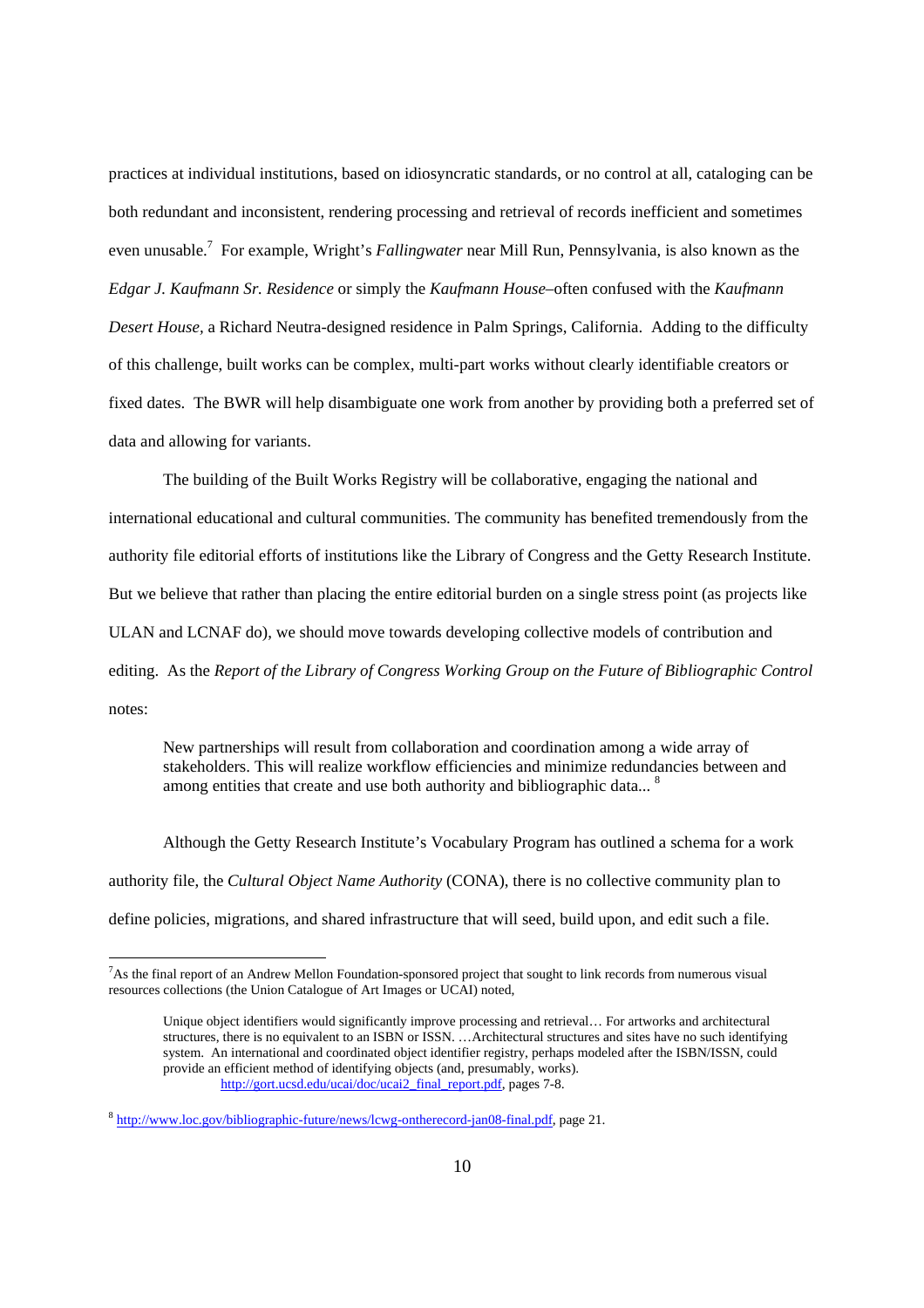practices at individual institutions, based on idiosyncratic standards, or no control at all, cataloging can be both redundant and inconsistent, rendering processing and retrieval of records inefficient and sometimes even unusable.[7] For example, Wright's *Fallingwater* near Mill Run, Pennsylvania, is also known as the *Edgar J. Kaufmann Sr. Residence* or simply the *Kaufmann House*–often confused with the *Kaufmann Desert House*, a Richard Neutra-designed residence in Palm Springs, California. Adding to the difficulty of this challenge, built works can be complex, multi-part works without clearly identifiable creators or fixed dates. The BWR will help disambiguate one work from another by providing both a preferred set of data and allowing for variants.

The building of the Built Works Registry will be collaborative, engaging the national and international educational and cultural communities. The community has benefited tremendously from the authority file editorial efforts of institutions like the Library of Congress and the Getty Research Institute. But we believe that rather than placing the entire editorial burden on a single stress point (as projects like ULAN and LCNAF do), we should move towards developing collective models of contribution and editing. As the *Report of the Library of Congress Working Group on the Future of Bibliographic Control* notes:

> New partnerships will result from collaboration and coordination among a wide array of stakeholders. This will realize workflow efficiencies and minimize redundancies between and among entities that create and use both authority and bibliographic data... [8]

Although the Getty Research Institute's Vocabulary Program has outlined a schema for a work authority file, the *Cultural Object Name Authority* (CONA), there is no collective community plan to define policies, migrations, and shared infrastructure that will seed, build upon, and edit such a file.

---

[7] As the final report of an Andrew Mellon Foundation-sponsored project that sought to link records from numerous visual resources collections (the Union Catalogue of Art Images or UCAI) noted,

> Unique object identifiers would significantly improve processing and retrieval… For artworks and architectural structures, there is no equivalent to an ISBN or ISSN. …Architectural structures and sites have no such identifying system. An international and coordinated object identifier registry, perhaps modeled after the ISBN/ISSN, could provide an efficient method of identifying objects (and, presumably, works).
> http://gort.ucsd.edu/ucai/doc/ucai2_final_report.pdf, pages 7-8.

[8] http://www.loc.gov/bibliographic-future/news/lcwg-ontherecord-jan08-final.pdf, page 21.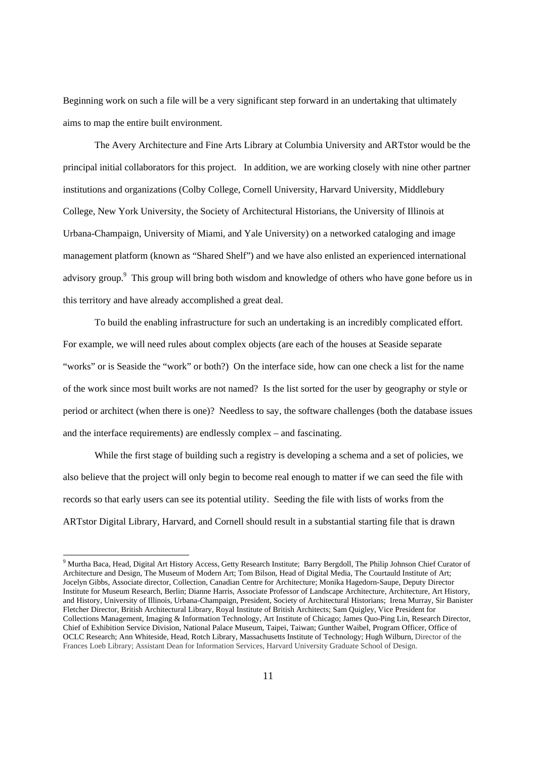Beginning work on such a file will be a very significant step forward in an undertaking that ultimately aims to map the entire built environment.

The Avery Architecture and Fine Arts Library at Columbia University and ARTstor would be the principal initial collaborators for this project. In addition, we are working closely with nine other partner institutions and organizations (Colby College, Cornell University, Harvard University, Middlebury College, New York University, the Society of Architectural Historians, the University of Illinois at Urbana-Champaign, University of Miami, and Yale University) on a networked cataloging and image management platform (known as "Shared Shelf") and we have also enlisted an experienced international advisory group.[9] This group will bring both wisdom and knowledge of others who have gone before us in this territory and have already accomplished a great deal.

To build the enabling infrastructure for such an undertaking is an incredibly complicated effort. For example, we will need rules about complex objects (are each of the houses at Seaside separate "works" or is Seaside the "work" or both?) On the interface side, how can one check a list for the name of the work since most built works are not named? Is the list sorted for the user by geography or style or period or architect (when there is one)? Needless to say, the software challenges (both the database issues and the interface requirements) are endlessly complex – and fascinating.

While the first stage of building such a registry is developing a schema and a set of policies, we also believe that the project will only begin to become real enough to matter if we can seed the file with records so that early users can see its potential utility. Seeding the file with lists of works from the ARTstor Digital Library, Harvard, and Cornell should result in a substantial starting file that is drawn

---

[9] Murtha Baca, Head, Digital Art History Access, Getty Research Institute; Barry Bergdoll, The Philip Johnson Chief Curator of Architecture and Design, The Museum of Modern Art; Tom Bilson, Head of Digital Media, The Courtauld Institute of Art; Jocelyn Gibbs, Associate director, Collection, Canadian Centre for Architecture; Monika Hagedorn-Saupe, Deputy Director Institute for Museum Research, Berlin; Dianne Harris, Associate Professor of Landscape Architecture, Architecture, Art History, and History, University of Illinois, Urbana-Champaign, President, Society of Architectural Historians; Irena Murray, Sir Banister Fletcher Director, British Architectural Library, Royal Institute of British Architects; Sam Quigley, Vice President for Collections Management, Imaging & Information Technology, Art Institute of Chicago; James Quo-Ping Lin, Research Director, Chief of Exhibition Service Division, National Palace Museum, Taipei, Taiwan; Gunther Waibel, Program Officer, Office of OCLC Research; Ann Whiteside, Head, Rotch Library, Massachusetts Institute of Technology; Hugh Wilburn, Director of the Frances Loeb Library; Assistant Dean for Information Services, Harvard University Graduate School of Design.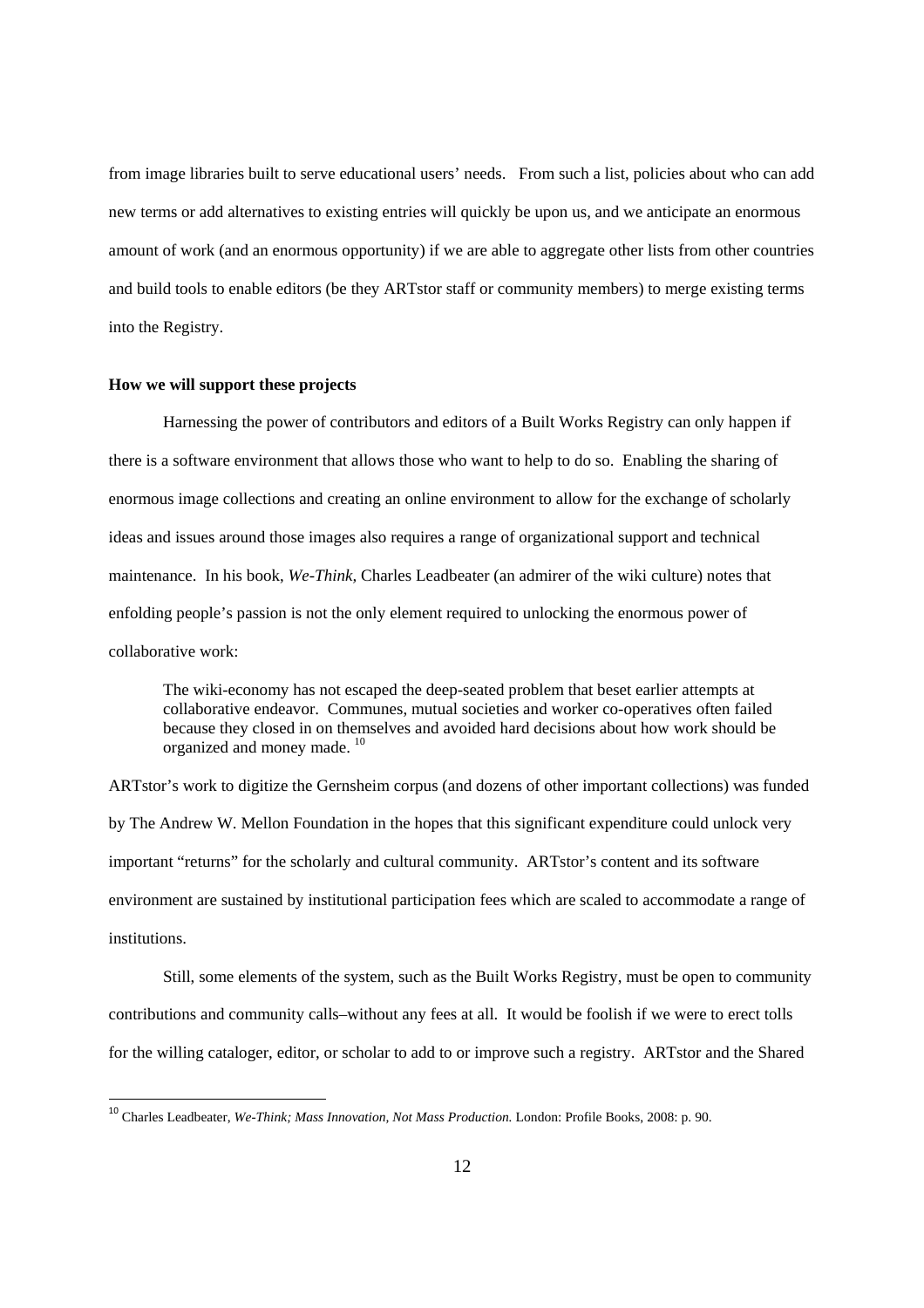from image libraries built to serve educational users' needs. From such a list, policies about who can add new terms or add alternatives to existing entries will quickly be upon us, and we anticipate an enormous amount of work (and an enormous opportunity) if we are able to aggregate other lists from other countries and build tools to enable editors (be they ARTstor staff or community members) to merge existing terms into the Registry.

**How we will support these projects**

Harnessing the power of contributors and editors of a Built Works Registry can only happen if there is a software environment that allows those who want to help to do so. Enabling the sharing of enormous image collections and creating an online environment to allow for the exchange of scholarly ideas and issues around those images also requires a range of organizational support and technical maintenance. In his book, *We-Think*, Charles Leadbeater (an admirer of the wiki culture) notes that enfolding people's passion is not the only element required to unlocking the enormous power of collaborative work:

> The wiki-economy has not escaped the deep-seated problem that beset earlier attempts at collaborative endeavor. Communes, mutual societies and worker co-operatives often failed because they closed in on themselves and avoided hard decisions about how work should be organized and money made. [10]

ARTstor's work to digitize the Gernsheim corpus (and dozens of other important collections) was funded by The Andrew W. Mellon Foundation in the hopes that this significant expenditure could unlock very important "returns" for the scholarly and cultural community. ARTstor's content and its software environment are sustained by institutional participation fees which are scaled to accommodate a range of institutions.

Still, some elements of the system, such as the Built Works Registry, must be open to community contributions and community calls–without any fees at all. It would be foolish if we were to erect tolls for the willing cataloger, editor, or scholar to add to or improve such a registry. ARTstor and the Shared

---

[10] Charles Leadbeater, *We-Think; Mass Innovation, Not Mass Production.* London: Profile Books, 2008: p. 90.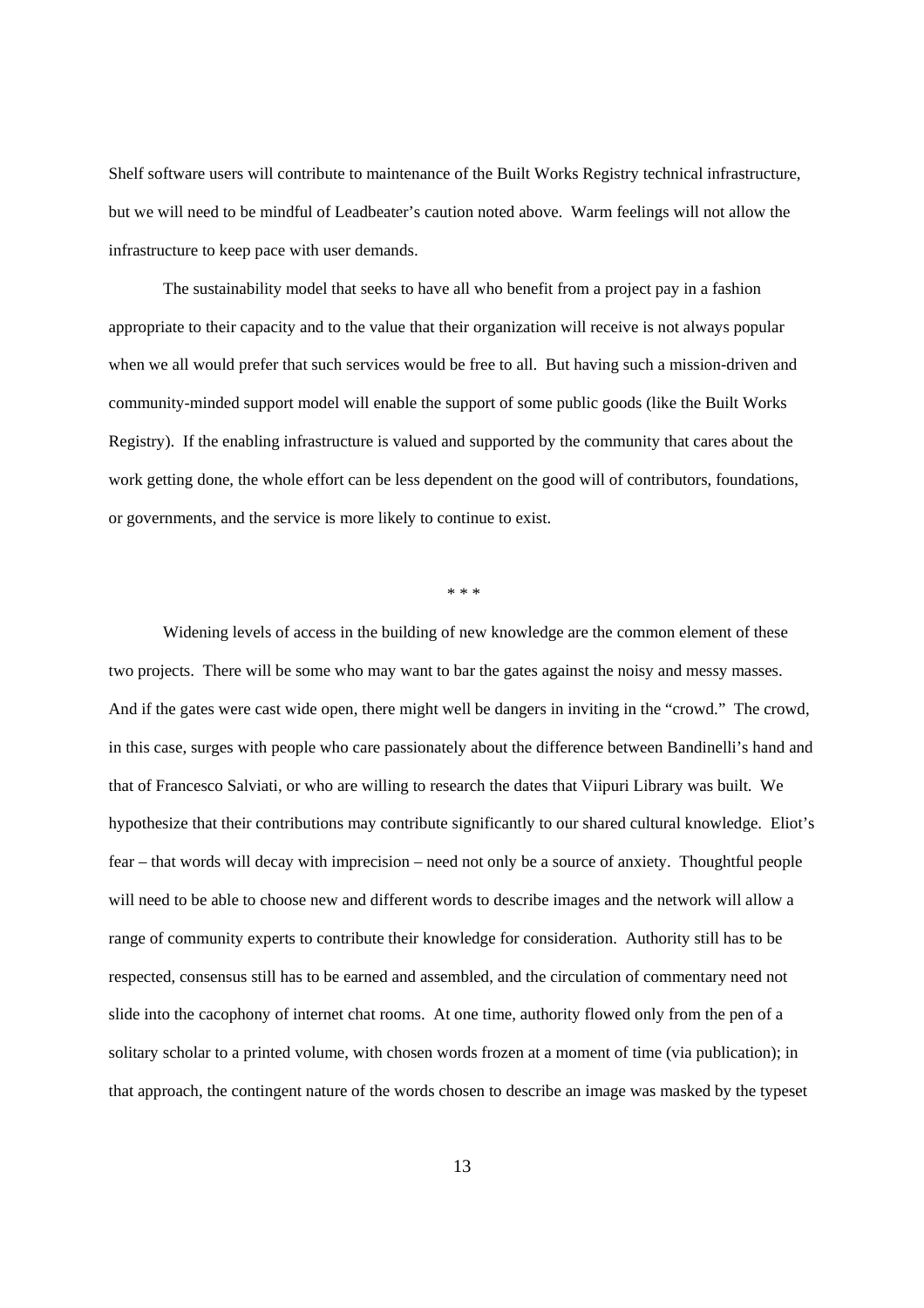Shelf software users will contribute to maintenance of the Built Works Registry technical infrastructure, but we will need to be mindful of Leadbeater's caution noted above. Warm feelings will not allow the infrastructure to keep pace with user demands.

The sustainability model that seeks to have all who benefit from a project pay in a fashion appropriate to their capacity and to the value that their organization will receive is not always popular when we all would prefer that such services would be free to all. But having such a mission-driven and community-minded support model will enable the support of some public goods (like the Built Works Registry). If the enabling infrastructure is valued and supported by the community that cares about the work getting done, the whole effort can be less dependent on the good will of contributors, foundations, or governments, and the service is more likely to continue to exist.

\* \* \*

Widening levels of access in the building of new knowledge are the common element of these two projects. There will be some who may want to bar the gates against the noisy and messy masses. And if the gates were cast wide open, there might well be dangers in inviting in the "crowd." The crowd, in this case, surges with people who care passionately about the difference between Bandinelli's hand and that of Francesco Salviati, or who are willing to research the dates that Viipuri Library was built. We hypothesize that their contributions may contribute significantly to our shared cultural knowledge. Eliot's fear – that words will decay with imprecision – need not only be a source of anxiety. Thoughtful people will need to be able to choose new and different words to describe images and the network will allow a range of community experts to contribute their knowledge for consideration. Authority still has to be respected, consensus still has to be earned and assembled, and the circulation of commentary need not slide into the cacophony of internet chat rooms. At one time, authority flowed only from the pen of a solitary scholar to a printed volume, with chosen words frozen at a moment of time (via publication); in that approach, the contingent nature of the words chosen to describe an image was masked by the typeset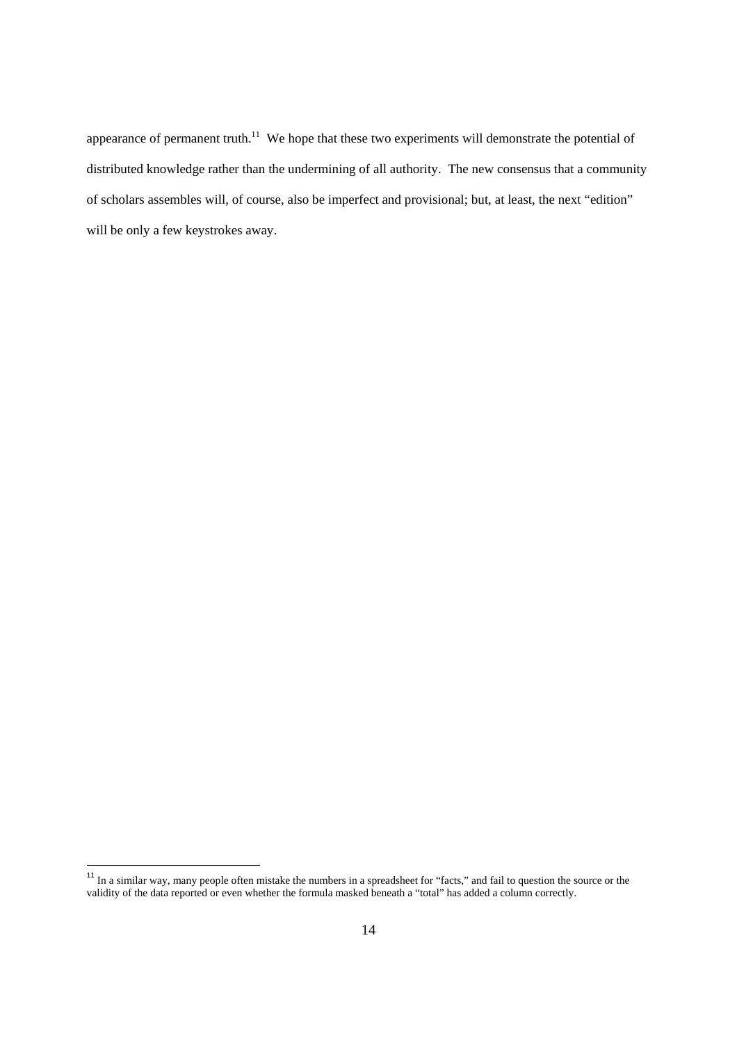appearance of permanent truth.[11] We hope that these two experiments will demonstrate the potential of distributed knowledge rather than the undermining of all authority. The new consensus that a community of scholars assembles will, of course, also be imperfect and provisional; but, at least, the next "edition" will be only a few keystrokes away.

[11] In a similar way, many people often mistake the numbers in a spreadsheet for "facts," and fail to question the source or the validity of the data reported or even whether the formula masked beneath a "total" has added a column correctly.